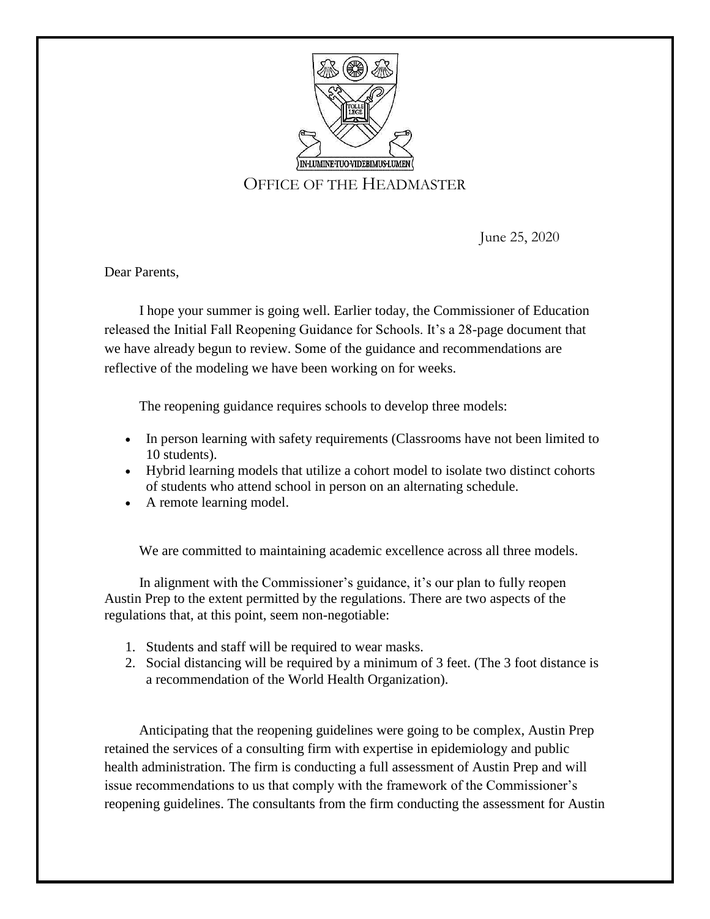IN·LUMINE·TUO·VIDEBIMUS·LUMEN

OFFICE OF THE HEADMASTER

June 25, 2020

Dear Parents,

I hope your summer is going well. Earlier today, the Commissioner of Education released the Initial Fall Reopening Guidance for Schools. It's a 28-page document that we have already begun to review. Some of the guidance and recommendations are reflective of the modeling we have been working on for weeks.

The reopening guidance requires schools to develop three models:

- In person learning with safety requirements (Classrooms have not been limited to 10 students).
- Hybrid learning models that utilize a cohort model to isolate two distinct cohorts of students who attend school in person on an alternating schedule.
- A remote learning model.

We are committed to maintaining academic excellence across all three models.

In alignment with the Commissioner's guidance, it's our plan to fully reopen Austin Prep to the extent permitted by the regulations. There are two aspects of the regulations that, at this point, seem non-negotiable:

1. Students and staff will be required to wear masks.
2. Social distancing will be required by a minimum of 3 feet. (The 3 foot distance is a recommendation of the World Health Organization).

Anticipating that the reopening guidelines were going to be complex, Austin Prep retained the services of a consulting firm with expertise in epidemiology and public health administration. The firm is conducting a full assessment of Austin Prep and will issue recommendations to us that comply with the framework of the Commissioner's reopening guidelines. The consultants from the firm conducting the assessment for Austin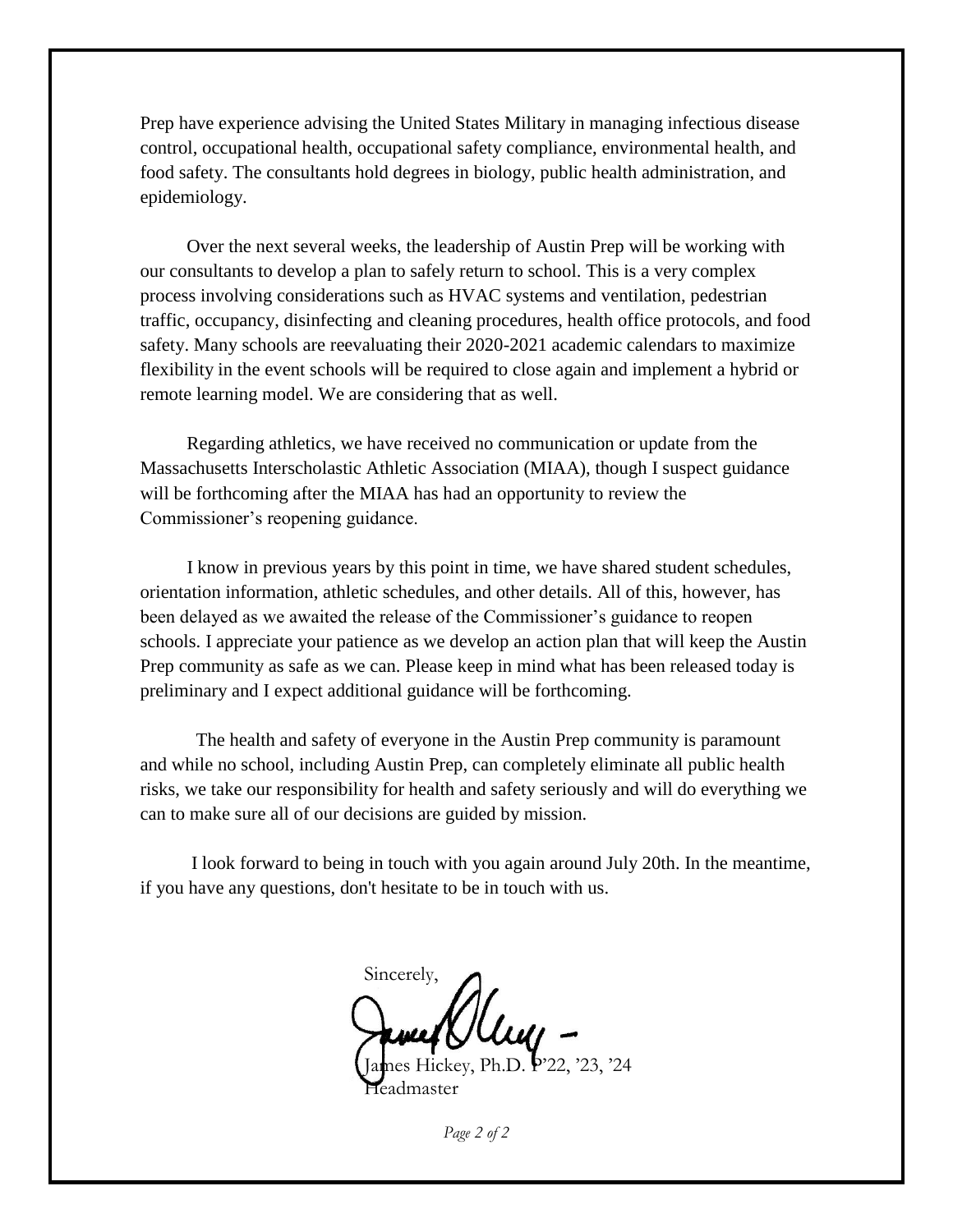Prep have experience advising the United States Military in managing infectious disease control, occupational health, occupational safety compliance, environmental health, and food safety. The consultants hold degrees in biology, public health administration, and epidemiology.

Over the next several weeks, the leadership of Austin Prep will be working with our consultants to develop a plan to safely return to school. This is a very complex process involving considerations such as HVAC systems and ventilation, pedestrian traffic, occupancy, disinfecting and cleaning procedures, health office protocols, and food safety. Many schools are reevaluating their 2020-2021 academic calendars to maximize flexibility in the event schools will be required to close again and implement a hybrid or remote learning model. We are considering that as well.

Regarding athletics, we have received no communication or update from the Massachusetts Interscholastic Athletic Association (MIAA), though I suspect guidance will be forthcoming after the MIAA has had an opportunity to review the Commissioner's reopening guidance.

I know in previous years by this point in time, we have shared student schedules, orientation information, athletic schedules, and other details. All of this, however, has been delayed as we awaited the release of the Commissioner's guidance to reopen schools. I appreciate your patience as we develop an action plan that will keep the Austin Prep community as safe as we can. Please keep in mind what has been released today is preliminary and I expect additional guidance will be forthcoming.

The health and safety of everyone in the Austin Prep community is paramount and while no school, including Austin Prep, can completely eliminate all public health risks, we take our responsibility for health and safety seriously and will do everything we can to make sure all of our decisions are guided by mission.

I look forward to being in touch with you again around July 20th. In the meantime, if you have any questions, don't hesitate to be in touch with us.

Sincerely,

James Hickey, Ph.D. P'22, '23, '24
Headmaster